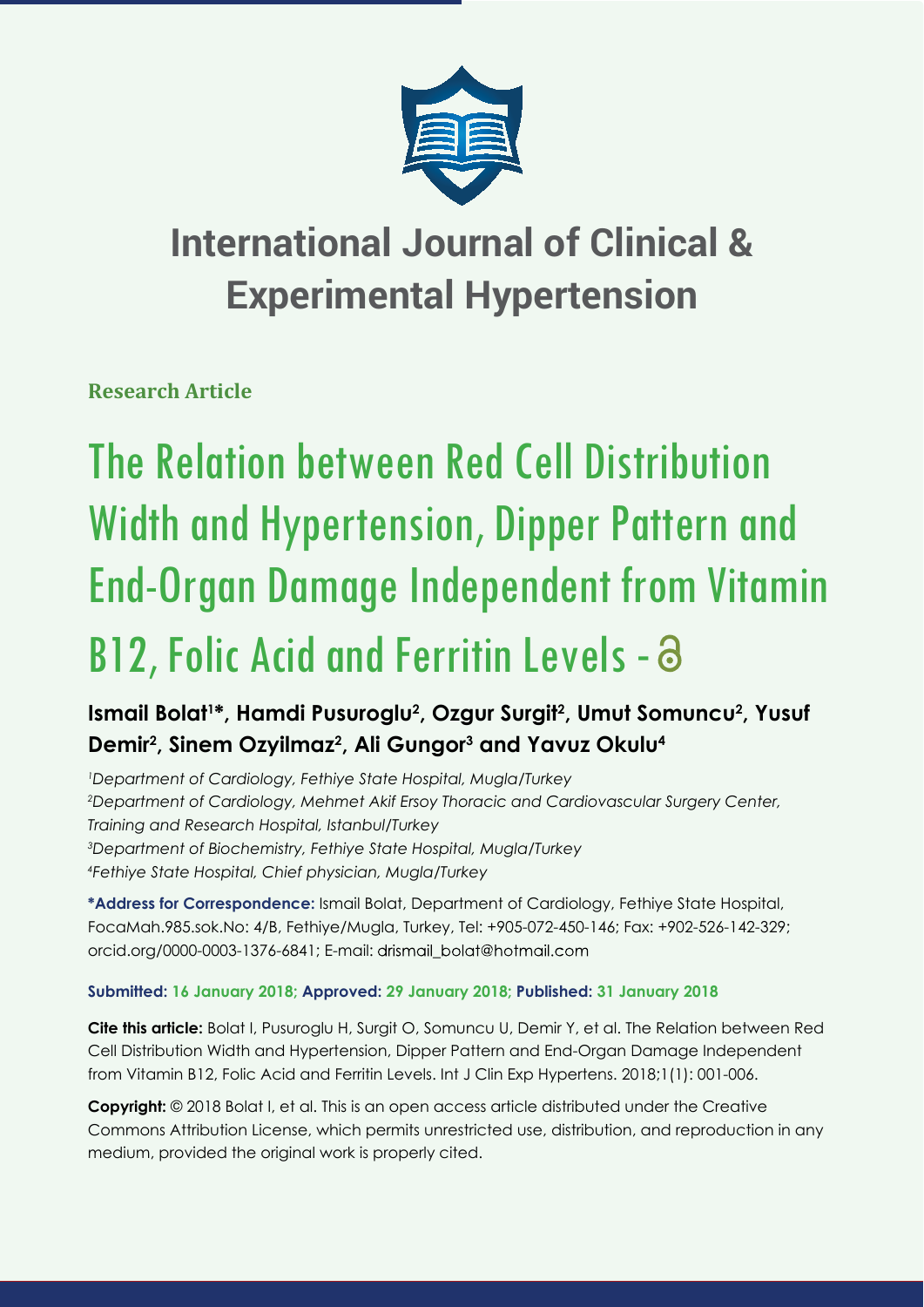# International Journal of Clinical & Experimental Hypertension

**Research Article**

# The Relation between Red Cell Distribution Width and Hypertension, Dipper Pattern and End-Organ Damage Independent from Vitamin B12, Folic Acid and Ferritin Levels

**Ismail Bolat[1]*, Hamdi Pusuroglu[2], Ozgur Surgit[2], Umut Somuncu[2], Yusuf Demir[2], Sinem Ozyilmaz[2], Ali Gungor[3] and Yavuz Okulu[4]**

[1]*Department of Cardiology, Fethiye State Hospital, Mugla/Turkey*
[2]*Department of Cardiology, Mehmet Akif Ersoy Thoracic and Cardiovascular Surgery Center, Training and Research Hospital, Istanbul/Turkey*
[3]*Department of Biochemistry, Fethiye State Hospital, Mugla/Turkey*
[4]*Fethiye State Hospital, Chief physician, Mugla/Turkey*

**\*Address for Correspondence:** Ismail Bolat, Department of Cardiology, Fethiye State Hospital, FocaMah.985.sok.No: 4/B, Fethiye/Mugla, Turkey, Tel: +905-072-450-146; Fax: +902-526-142-329; orcid.org/0000-0003-1376-6841; E-mail: drismail_bolat@hotmail.com

**Submitted: 16 January 2018; Approved: 29 January 2018; Published: 31 January 2018**

**Cite this article:** Bolat I, Pusuroglu H, Surgit O, Somuncu U, Demir Y, et al. The Relation between Red Cell Distribution Width and Hypertension, Dipper Pattern and End-Organ Damage Independent from Vitamin B12, Folic Acid and Ferritin Levels. Int J Clin Exp Hypertens. 2018;1(1): 001-006.

**Copyright:** © 2018 Bolat I, et al. This is an open access article distributed under the Creative Commons Attribution License, which permits unrestricted use, distribution, and reproduction in any medium, provided the original work is properly cited.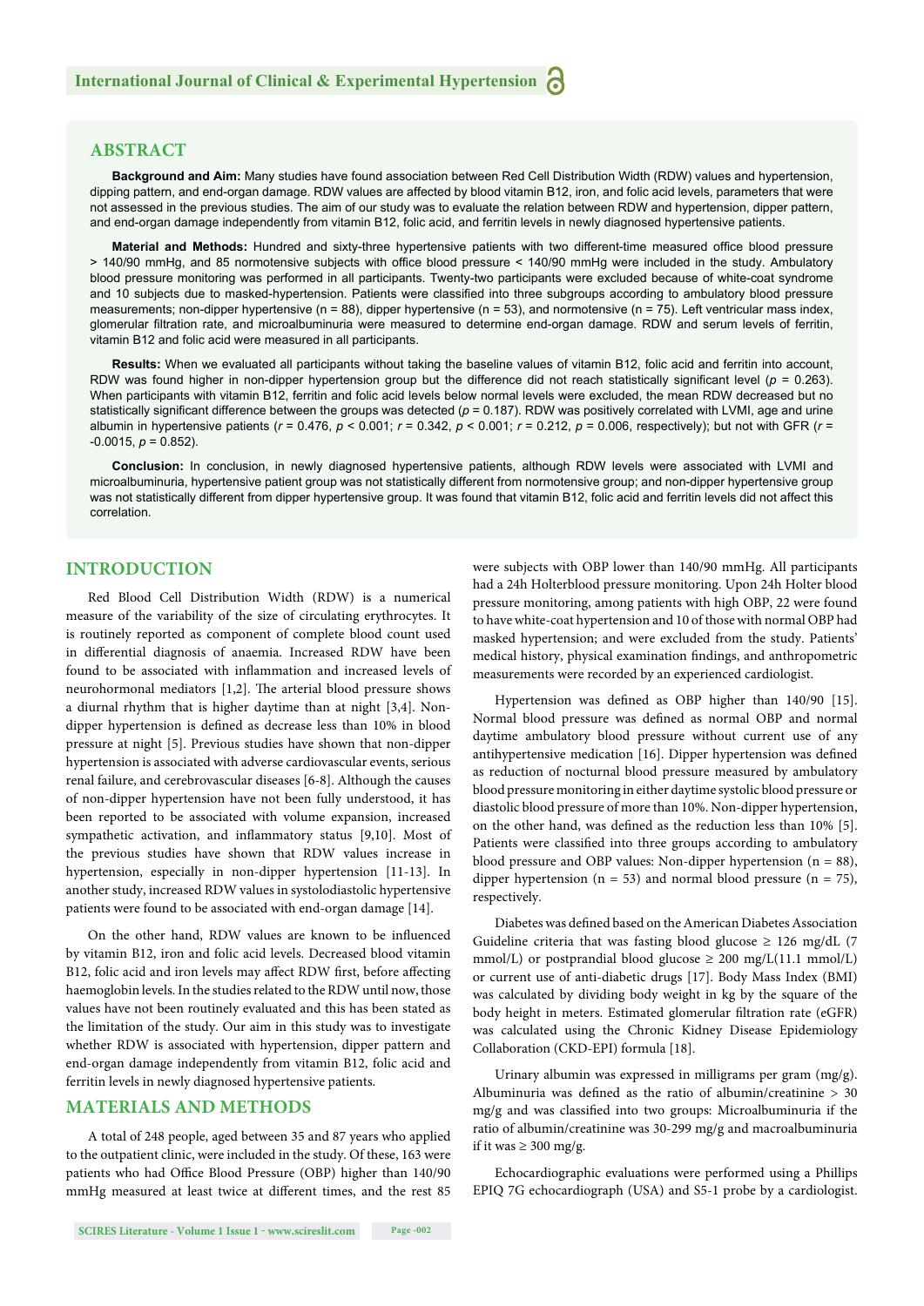## ABSTRACT

**Background and Aim:** Many studies have found association between Red Cell Distribution Width (RDW) values and hypertension, dipping pattern, and end-organ damage. RDW values are affected by blood vitamin B12, iron, and folic acid levels, parameters that were not assessed in the previous studies. The aim of our study was to evaluate the relation between RDW and hypertension, dipper pattern, and end-organ damage independently from vitamin B12, folic acid, and ferritin levels in newly diagnosed hypertensive patients.

**Material and Methods:** Hundred and sixty-three hypertensive patients with two different-time measured office blood pressure > 140/90 mmHg, and 85 normotensive subjects with office blood pressure < 140/90 mmHg were included in the study. Ambulatory blood pressure monitoring was performed in all participants. Twenty-two participants were excluded because of white-coat syndrome and 10 subjects due to masked-hypertension. Patients were classified into three subgroups according to ambulatory blood pressure measurements; non-dipper hypertensive (n = 88), dipper hypertensive (n = 53), and normotensive (n = 75). Left ventricular mass index, glomerular filtration rate, and microalbuminuria were measured to determine end-organ damage. RDW and serum levels of ferritin, vitamin B12 and folic acid were measured in all participants.

**Results:** When we evaluated all participants without taking the baseline values of vitamin B12, folic acid and ferritin into account, RDW was found higher in non-dipper hypertension group but the difference did not reach statistically significant level ($p$ = 0.263). When participants with vitamin B12, ferritin and folic acid levels below normal levels were excluded, the mean RDW decreased but no statistically significant difference between the groups was detected ($p$ = 0.187). RDW was positively correlated with LVMI, age and urine albumin in hypertensive patients ($r$ = 0.476, $p$ < 0.001; $r$ = 0.342, $p$ < 0.001; $r$ = 0.212, $p$ = 0.006, respectively); but not with GFR ($r$ = -0.0015, $p$ = 0.852).

**Conclusion:** In conclusion, in newly diagnosed hypertensive patients, although RDW levels were associated with LVMI and microalbuminuria, hypertensive patient group was not statistically different from normotensive group; and non-dipper hypertensive group was not statistically different from dipper hypertensive group. It was found that vitamin B12, folic acid and ferritin levels did not affect this correlation.

## INTRODUCTION

Red Blood Cell Distribution Width (RDW) is a numerical measure of the variability of the size of circulating erythrocytes. It is routinely reported as component of complete blood count used in differential diagnosis of anaemia. Increased RDW have been found to be associated with inflammation and increased levels of neurohormonal mediators [1,2]. The arterial blood pressure shows a diurnal rhythm that is higher daytime than at night [3,4]. Non-dipper hypertension is defined as decrease less than 10% in blood pressure at night [5]. Previous studies have shown that non-dipper hypertension is associated with adverse cardiovascular events, serious renal failure, and cerebrovascular diseases [6-8]. Although the causes of non-dipper hypertension have not been fully understood, it has been reported to be associated with volume expansion, increased sympathetic activation, and inflammatory status [9,10]. Most of the previous studies have shown that RDW values increase in hypertension, especially in non-dipper hypertension [11-13]. In another study, increased RDW values in systolodiastolic hypertensive patients were found to be associated with end-organ damage [14].

On the other hand, RDW values are known to be influenced by vitamin B12, iron and folic acid levels. Decreased blood vitamin B12, folic acid and iron levels may affect RDW first, before affecting haemoglobin levels. In the studies related to the RDW until now, those values have not been routinely evaluated and this has been stated as the limitation of the study. Our aim in this study was to investigate whether RDW is associated with hypertension, dipper pattern and end-organ damage independently from vitamin B12, folic acid and ferritin levels in newly diagnosed hypertensive patients.

## MATERIALS AND METHODS

A total of 248 people, aged between 35 and 87 years who applied to the outpatient clinic, were included in the study. Of these, 163 were patients who had Office Blood Pressure (OBP) higher than 140/90 mmHg measured at least twice at different times, and the rest 85 were subjects with OBP lower than 140/90 mmHg. All participants had a 24h Holterblood pressure monitoring. Upon 24h Holter blood pressure monitoring, among patients with high OBP, 22 were found to have white-coat hypertension and 10 of those with normal OBP had masked hypertension; and were excluded from the study. Patients' medical history, physical examination findings, and anthropometric measurements were recorded by an experienced cardiologist.

Hypertension was defined as OBP higher than 140/90 [15]. Normal blood pressure was defined as normal OBP and normal daytime ambulatory blood pressure without current use of any antihypertensive medication [16]. Dipper hypertension was defined as reduction of nocturnal blood pressure measured by ambulatory blood pressure monitoring in either daytime systolic blood pressure or diastolic blood pressure of more than 10%. Non-dipper hypertension, on the other hand, was defined as the reduction less than 10% [5]. Patients were classified into three groups according to ambulatory blood pressure and OBP values: Non-dipper hypertension (n = 88), dipper hypertension (n = 53) and normal blood pressure (n = 75), respectively.

Diabetes was defined based on the American Diabetes Association Guideline criteria that was fasting blood glucose ≥ 126 mg/dL (7 mmol/L) or postprandial blood glucose ≥ 200 mg/L(11.1 mmol/L) or current use of anti-diabetic drugs [17]. Body Mass Index (BMI) was calculated by dividing body weight in kg by the square of the body height in meters. Estimated glomerular filtration rate (eGFR) was calculated using the Chronic Kidney Disease Epidemiology Collaboration (CKD-EPI) formula [18].

Urinary albumin was expressed in milligrams per gram (mg/g). Albuminuria was defined as the ratio of albumin/creatinine > 30 mg/g and was classified into two groups: Microalbuminuria if the ratio of albumin/creatinine was 30-299 mg/g and macroalbuminuria if it was ≥ 300 mg/g.

Echocardiographic evaluations were performed using a Phillips EPIQ 7G echocardiograph (USA) and S5-1 probe by a cardiologist.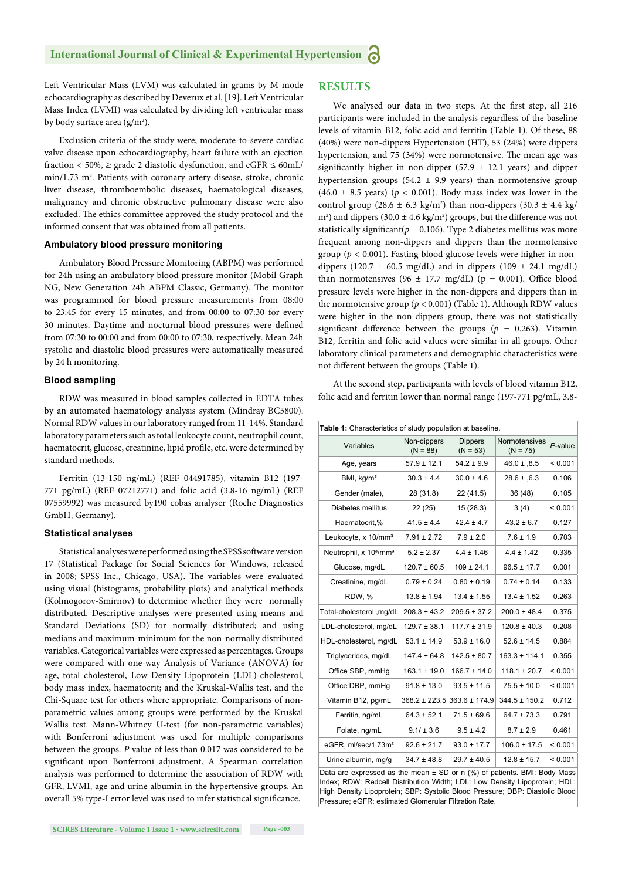Left Ventricular Mass (LVM) was calculated in grams by M-mode echocardiography as described by Deverux et al. [19]. Left Ventricular Mass Index (LVMI) was calculated by dividing left ventricular mass by body surface area (g/m$^2$).

Exclusion criteria of the study were; moderate-to-severe cardiac valve disease upon echocardiography, heart failure with an ejection fraction < 50%, ≥ grade 2 diastolic dysfunction, and eGFR ≤ 60mL/min/1.73 m$^2$. Patients with coronary artery disease, stroke, chronic liver disease, thromboembolic diseases, haematological diseases, malignancy and chronic obstructive pulmonary disease were also excluded. The ethics committee approved the study protocol and the informed consent that was obtained from all patients.

### Ambulatory blood pressure monitoring

Ambulatory Blood Pressure Monitoring (ABPM) was performed for 24h using an ambulatory blood pressure monitor (Mobil Graph NG, New Generation 24h ABPM Classic, Germany). The monitor was programmed for blood pressure measurements from 08:00 to 23:45 for every 15 minutes, and from 00:00 to 07:30 for every 30 minutes. Daytime and nocturnal blood pressures were defined from 07:30 to 00:00 and from 00:00 to 07:30, respectively. Mean 24h systolic and diastolic blood pressures were automatically measured by 24 h monitoring.

### Blood sampling

RDW was measured in blood samples collected in EDTA tubes by an automated haematology analysis system (Mindray BC5800). Normal RDW values in our laboratory ranged from 11-14%. Standard laboratory parameters such as total leukocyte count, neutrophil count, haematocrit, glucose, creatinine, lipid profile, etc. were determined by standard methods.

Ferritin (13-150 ng/mL) (REF 04491785), vitamin B12 (197-771 pg/mL) (REF 07212771) and folic acid (3.8-16 ng/mL) (REF 07559992) was measured by190 cobas analyser (Roche Diagnostics GmbH, Germany).

### Statistical analyses

Statistical analyses were performed using the SPSS software version 17 (Statistical Package for Social Sciences for Windows, released in 2008; SPSS Inc., Chicago, USA). The variables were evaluated using visual (histograms, probability plots) and analytical methods (Kolmogorov-Smirnov) to determine whether they were normally distributed. Descriptive analyses were presented using means and Standard Deviations (SD) for normally distributed; and using medians and maximum-minimum for the non-normally distributed variables. Categorical variables were expressed as percentages. Groups were compared with one-way Analysis of Variance (ANOVA) for age, total cholesterol, Low Density Lipoprotein (LDL)-cholesterol, body mass index, haematocrit; and the Kruskal-Wallis test, and the Chi-Square test for others where appropriate. Comparisons of non-parametric values among groups were performed by the Kruskal Wallis test. Mann-Whitney U-test (for non-parametric variables) with Bonferroni adjustment was used for multiple comparisons between the groups. *P* value of less than 0.017 was considered to be significant upon Bonferroni adjustment. A Spearman correlation analysis was performed to determine the association of RDW with GFR, LVMI, age and urine albumin in the hypertensive groups. An overall 5% type-I error level was used to infer statistical significance.

## RESULTS

We analysed our data in two steps. At the first step, all 216 participants were included in the analysis regardless of the baseline levels of vitamin B12, folic acid and ferritin (Table 1). Of these, 88 (40%) were non-dippers Hypertension (HT), 53 (24%) were dippers hypertension, and 75 (34%) were normotensive. The mean age was significantly higher in non-dipper (57.9 ± 12.1 years) and dipper hypertension groups (54.2 ± 9.9 years) than normotensive group (46.0 ± 8.5 years) ($p$ < 0.001). Body mass index was lower in the control group (28.6 ± 6.3 kg/m$^2$) than non-dippers (30.3 ± 4.4 kg/m$^2$) and dippers (30.0 ± 4.6 kg/m$^2$) groups, but the difference was not statistically significant($p$ = 0.106). Type 2 diabetes mellitus was more frequent among non-dippers and dippers than the normotensive group ($p$ < 0.001). Fasting blood glucose levels were higher in non-dippers (120.7 ± 60.5 mg/dL) and in dippers (109 ± 24.1 mg/dL) than normotensives (96 ± 17.7 mg/dL) (p = 0.001). Office blood pressure levels were higher in the non-dippers and dippers than in the normotensive group ($p$ < 0.001) (Table 1). Although RDW values were higher in the non-dippers group, there was not statistically significant difference between the groups ($p$ = 0.263). Vitamin B12, ferritin and folic acid values were similar in all groups. Other laboratory clinical parameters and demographic characteristics were not different between the groups (Table 1).

At the second step, participants with levels of blood vitamin B12, folic acid and ferritin lower than normal range (197-771 pg/mL, 3.8-

**Table 1:** Characteristics of study population at baseline.

| Variables | Non-dippers (N = 88) | Dippers (N = 53) | Normotensives (N = 75) | *P*-value |
|---|---|---|---|---|
| Age, years | 57.9 ± 12.1 | 54.2 ± 9.9 | 46.0 ± ,8.5 | < 0.001 |
| BMI, kg/m² | 30.3 ± 4.4 | 30.0 ± 4.6 | 28.6 ± ,6.3 | 0.106 |
| Gender (male), | 28 (31.8) | 22 (41.5) | 36 (48) | 0.105 |
| Diabetes mellitus | 22 (25) | 15 (28.3) | 3 (4) | < 0.001 |
| Haematocrit,% | 41.5 ± 4.4 | 42.4 ± 4.7 | 43.2 ± 6.7 | 0.127 |
| Leukocyte, x 10/mm³ | 7.91 ± 2.72 | 7.9 ± 2.0 | 7.6 ± 1.9 | 0.703 |
| Neutrophil, x 10³/mm³ | 5.2 ± 2.37 | 4.4 ± 1.46 | 4.4 ± 1.42 | 0.335 |
| Glucose, mg/dL | 120.7 ± 60.5 | 109 ± 24.1 | 96.5 ± 17.7 | 0.001 |
| Creatinine, mg/dL | 0.79 ± 0.24 | 0.80 ± 0.19 | 0.74 ± 0.14 | 0.133 |
| RDW, % | 13.8 ± 1.94 | 13.4 ± 1.55 | 13.4 ± 1.52 | 0.263 |
| Total-cholesterol ,mg/dL | 208.3 ± 43.2 | 209.5 ± 37.2 | 200.0 ± 48.4 | 0.375 |
| LDL-cholesterol, mg/dL | 129.7 ± 38.1 | 117.7 ± 31.9 | 120.8 ± 40.3 | 0.208 |
| HDL-cholesterol, mg/dL | 53.1 ± 14.9 | 53.9 ± 16.0 | 52.6 ± 14.5 | 0.884 |
| Triglycerides, mg/dL | 147.4 ± 64.8 | 142.5 ± 80.7 | 163.3 ± 114.1 | 0.355 |
| Office SBP, mmHg | 163.1 ± 19.0 | 166.7 ± 14.0 | 118.1 ± 20.7 | < 0.001 |
| Office DBP, mmHg | 91.8 ± 13.0 | 93.5 ± 11.5 | 75.5 ± 10.0 | < 0.001 |
| Vitamin B12, pg/mL | 368.2 ± 223.5 | 363.6 ± 174.9 | 344.5 ± 150.2 | 0.712 |
| Ferritin, ng/mL | 64.3 ± 52.1 | 71.5 ± 69.6 | 64.7 ± 73.3 | 0.791 |
| Folate, ng/mL | 9.1/ ± 3.6 | 9.5 ± 4.2 | 8.7 ± 2.9 | 0.461 |
| eGFR, ml/sec/1.73m² | 92.6 ± 21.7 | 93.0 ± 17.7 | 106.0 ± 17.5 | < 0.001 |
| Urine albumin, mg/g | 34.7 ± 48.8 | 29.7 ± 40.3 | 12.8 ± 15.7 | < 0.001 |

Data are expressed as the mean ± SD or n (%) of patients. BMI: Body Mass Index; RDW: Redcell Distribution Width; LDL: Low Density Lipoprotein; HDL: High Density Lipoprotein; SBP: Systolic Blood Pressure; DBP: Diastolic Blood Pressure; eGFR: estimated Glomerular Filtration Rate.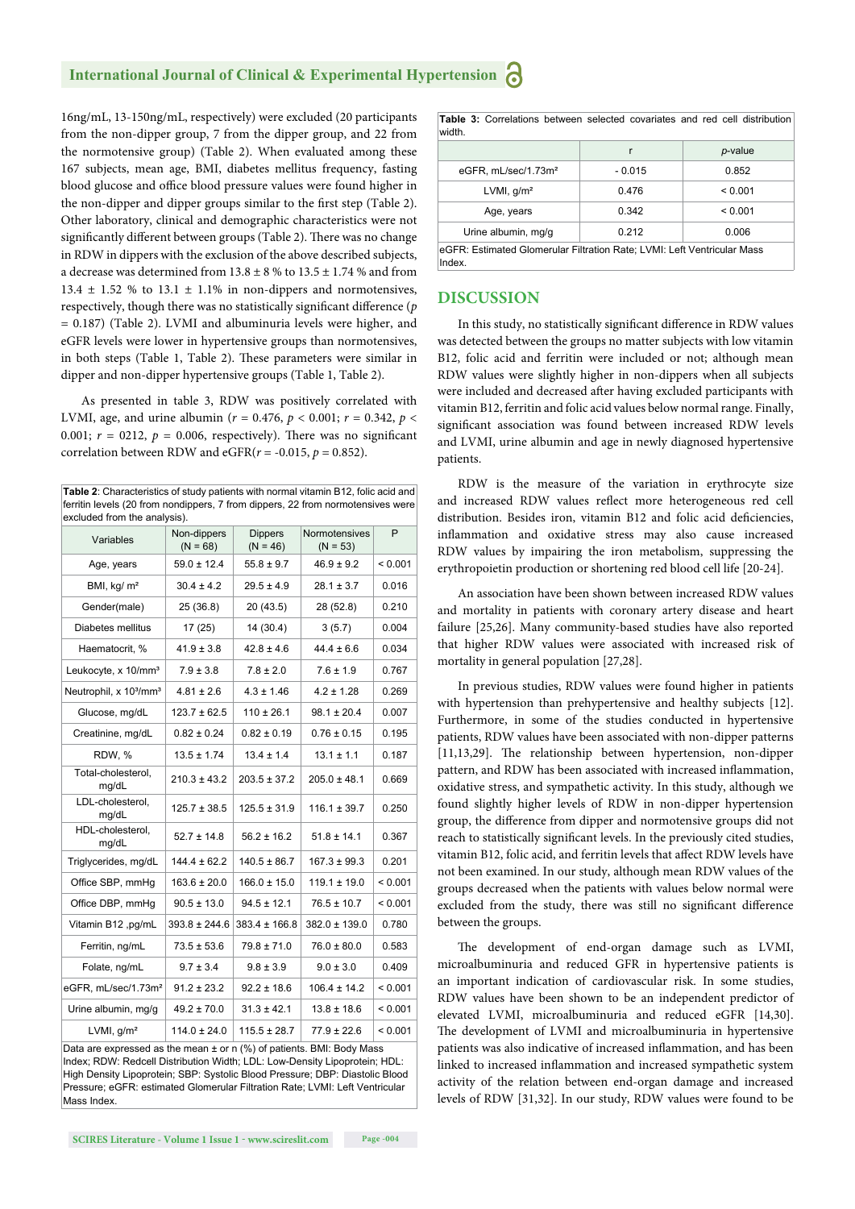16ng/mL, 13-150ng/mL, respectively) were excluded (20 participants from the non-dipper group, 7 from the dipper group, and 22 from the normotensive group) (Table 2). When evaluated among these 167 subjects, mean age, BMI, diabetes mellitus frequency, fasting blood glucose and office blood pressure values were found higher in the non-dipper and dipper groups similar to the first step (Table 2). Other laboratory, clinical and demographic characteristics were not significantly different between groups (Table 2). There was no change in RDW in dippers with the exclusion of the above described subjects, a decrease was determined from 13.8 ± 8 % to 13.5 ± 1.74 % and from 13.4 ± 1.52 % to 13.1 ± 1.1% in non-dippers and normotensives, respectively, though there was no statistically significant difference ($p = 0.187$) (Table 2). LVMI and albuminuria levels were higher, and eGFR levels were lower in hypertensive groups than normotensives, in both steps (Table 1, Table 2). These parameters were similar in dipper and non-dipper hypertensive groups (Table 1, Table 2).

As presented in table 3, RDW was positively correlated with LVMI, age, and urine albumin ($r = 0.476$, $p < 0.001$; $r = 0.342$, $p < 0.001$; $r = 0212$, $p = 0.006$, respectively). There was no significant correlation between RDW and eGFR($r = -0.015$, $p = 0.852$).

**Table 2**: Characteristics of study patients with normal vitamin B12, folic acid and ferritin levels (20 from nondippers, 7 from dippers, 22 from normotensives were excluded from the analysis).

| Variables | Non-dippers (N = 68) | Dippers (N = 46) | Normotensives (N = 53) | P |
|---|---|---|---|---|
| Age, years | 59.0 ± 12.4 | 55.8 ± 9.7 | 46.9 ± 9.2 | < 0.001 |
| BMI, kg/ m² | 30.4 ± 4.2 | 29.5 ± 4.9 | 28.1 ± 3.7 | 0.016 |
| Gender(male) | 25 (36.8) | 20 (43.5) | 28 (52.8) | 0.210 |
| Diabetes mellitus | 17 (25) | 14 (30.4) | 3 (5.7) | 0.004 |
| Haematocrit, % | 41.9 ± 3.8 | 42.8 ± 4.6 | 44.4 ± 6.6 | 0.034 |
| Leukocyte, x 10/mm³ | 7.9 ± 3.8 | 7.8 ± 2.0 | 7.6 ± 1.9 | 0.767 |
| Neutrophil, x 10³/mm³ | 4.81 ± 2.6 | 4.3 ± 1.46 | 4.2 ± 1.28 | 0.269 |
| Glucose, mg/dL | 123.7 ± 62.5 | 110 ± 26.1 | 98.1 ± 20.4 | 0.007 |
| Creatinine, mg/dL | 0.82 ± 0.24 | 0.82 ± 0.19 | 0.76 ± 0.15 | 0.195 |
| RDW, % | 13.5 ± 1.74 | 13.4 ± 1.4 | 13.1 ± 1.1 | 0.187 |
| Total-cholesterol, mg/dL | 210.3 ± 43.2 | 203.5 ± 37.2 | 205.0 ± 48.1 | 0.669 |
| LDL-cholesterol, mg/dL | 125.7 ± 38.5 | 125.5 ± 31.9 | 116.1 ± 39.7 | 0.250 |
| HDL-cholesterol, mg/dL | 52.7 ± 14.8 | 56.2 ± 16.2 | 51.8 ± 14.1 | 0.367 |
| Triglycerides, mg/dL | 144.4 ± 62.2 | 140.5 ± 86.7 | 167.3 ± 99.3 | 0.201 |
| Office SBP, mmHg | 163.6 ± 20.0 | 166.0 ± 15.0 | 119.1 ± 19.0 | < 0.001 |
| Office DBP, mmHg | 90.5 ± 13.0 | 94.5 ± 12.1 | 76.5 ± 10.7 | < 0.001 |
| Vitamin B12 ,pg/mL | 393.8 ± 244.6 | 383.4 ± 166.8 | 382.0 ± 139.0 | 0.780 |
| Ferritin, ng/mL | 73.5 ± 53.6 | 79.8 ± 71.0 | 76.0 ± 80.0 | 0.583 |
| Folate, ng/mL | 9.7 ± 3.4 | 9.8 ± 3.9 | 9.0 ± 3.0 | 0.409 |
| eGFR, mL/sec/1.73m² | 91.2 ± 23.2 | 92.2 ± 18.6 | 106.4 ± 14.2 | < 0.001 |
| Urine albumin, mg/g | 49.2 ± 70.0 | 31.3 ± 42.1 | 13.8 ± 18.6 | < 0.001 |
| LVMI, g/m² | 114.0 ± 24.0 | 115.5 ± 28.7 | 77.9 ± 22.6 | < 0.001 |

Data are expressed as the mean ± or n (%) of patients. BMI: Body Mass Index; RDW: Redcell Distribution Width; LDL: Low-Density Lipoprotein; HDL: High Density Lipoprotein; SBP: Systolic Blood Pressure; DBP: Diastolic Blood Pressure; eGFR: estimated Glomerular Filtration Rate; LVMI: Left Ventricular Mass Index.

**Table 3:** Correlations between selected covariates and red cell distribution width.

| | r | *p*-value |
|---|---|---|
| eGFR, mL/sec/1.73m² | - 0.015 | 0.852 |
| LVMI, g/m² | 0.476 | < 0.001 |
| Age, years | 0.342 | < 0.001 |
| Urine albumin, mg/g | 0.212 | 0.006 |

eGFR: Estimated Glomerular Filtration Rate; LVMI: Left Ventricular Mass Index.

## DISCUSSION

In this study, no statistically significant difference in RDW values was detected between the groups no matter subjects with low vitamin B12, folic acid and ferritin were included or not; although mean RDW values were slightly higher in non-dippers when all subjects were included and decreased after having excluded participants with vitamin B12, ferritin and folic acid values below normal range. Finally, significant association was found between increased RDW levels and LVMI, urine albumin and age in newly diagnosed hypertensive patients.

RDW is the measure of the variation in erythrocyte size and increased RDW values reflect more heterogeneous red cell distribution. Besides iron, vitamin B12 and folic acid deficiencies, inflammation and oxidative stress may also cause increased RDW values by impairing the iron metabolism, suppressing the erythropoietin production or shortening red blood cell life [20-24].

An association have been shown between increased RDW values and mortality in patients with coronary artery disease and heart failure [25,26]. Many community-based studies have also reported that higher RDW values were associated with increased risk of mortality in general population [27,28].

In previous studies, RDW values were found higher in patients with hypertension than prehypertensive and healthy subjects [12]. Furthermore, in some of the studies conducted in hypertensive patients, RDW values have been associated with non-dipper patterns [11,13,29]. The relationship between hypertension, non-dipper pattern, and RDW has been associated with increased inflammation, oxidative stress, and sympathetic activity. In this study, although we found slightly higher levels of RDW in non-dipper hypertension group, the difference from dipper and normotensive groups did not reach to statistically significant levels. In the previously cited studies, vitamin B12, folic acid, and ferritin levels that affect RDW levels have not been examined. In our study, although mean RDW values of the groups decreased when the patients with values below normal were excluded from the study, there was still no significant difference between the groups.

The development of end-organ damage such as LVMI, microalbuminuria and reduced GFR in hypertensive patients is an important indication of cardiovascular risk. In some studies, RDW values have been shown to be an independent predictor of elevated LVMI, microalbuminuria and reduced eGFR [14,30]. The development of LVMI and microalbuminuria in hypertensive patients was also indicative of increased inflammation, and has been linked to increased inflammation and increased sympathetic system activity of the relation between end-organ damage and increased levels of RDW [31,32]. In our study, RDW values were found to be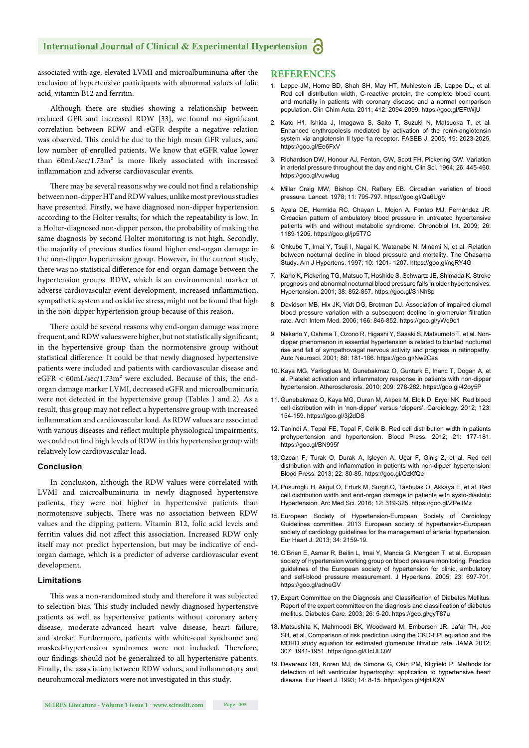associated with age, elevated LVMI and microalbuminuria after the exclusion of hypertensive participants with abnormal values of folic acid, vitamin B12 and ferritin.

Although there are studies showing a relationship between reduced GFR and increased RDW [33], we found no significant correlation between RDW and eGFR despite a negative relation was observed. This could be due to the high mean GFR values, and low number of enrolled patients. We know that eGFR value lower than 60mL/sec/1.73m² is more likely associated with increased inflammation and adverse cardiovascular events.

There may be several reasons why we could not find a relationship between non-dipper HT and RDW values, unlike most previous studies have presented. Firstly, we have diagnosed non-dipper hypertension according to the Holter results, for which the repeatability is low. In a Holter-diagnosed non-dipper person, the probability of making the same diagnosis by second Holter monitoring is not high. Secondly, the majority of previous studies found higher end-organ damage in the non-dipper hypertension group. However, in the current study, there was no statistical difference for end-organ damage between the hypertension groups. RDW, which is an environmental marker of adverse cardiovascular event development, increased inflammation, sympathetic system and oxidative stress, might not be found that high in the non-dipper hypertension group because of this reason.

There could be several reasons why end-organ damage was more frequent, and RDW values were higher, but not statistically significant, in the hypertensive group than the normotensive group without statistical difference. It could be that newly diagnosed hypertensive patients were included and patients with cardiovascular disease and eGFR < 60mL/sec/1.73m² were excluded. Because of this, the end-organ damage marker LVMI, decreased eGFR and microalbuminuria were not detected in the hypertensive group (Tables 1 and 2). As a result, this group may not reflect a hypertensive group with increased inflammation and cardiovascular load. As RDW values are associated with various diseases and reflect multiple physiological impairments, we could not find high levels of RDW in this hypertensive group with relatively low cardiovascular load.

### Conclusion

In conclusion, although the RDW values were correlated with LVMI and microalbuminuria in newly diagnosed hypertensive patients, they were not higher in hypertensive patients than normotensive subjects. There was no association between RDW values and the dipping pattern. Vitamin B12, folic acid levels and ferritin values did not affect this association. Increased RDW only itself may not predict hypertension, but may be indicative of end-organ damage, which is a predictor of adverse cardiovascular event development.

### Limitations

This was a non-randomized study and therefore it was subjected to selection bias. This study included newly diagnosed hypertensive patients as well as hypertensive patients without coronary artery disease, moderate-advanced heart valve disease, heart failure, and stroke. Furthermore, patients with white-coat syndrome and masked-hypertension syndromes were not included. Therefore, our findings should not be generalized to all hypertensive patients. Finally, the association between RDW values and inflammatory and neurohumoral mediators were not investigated in this study.

## REFERENCES

1. Lappe JM, Horne BD, Shah SH, May HT, Muhlestein JB, Lappe DL, et al. Red cell distribution width, C-reactive protein, the complete blood count, and mortality in patients with coronary disease and a normal comparison population. Clin Chim Acta. 2011; 412: 2094-2099. https://goo.gl/EFtWjU
2. Kato H1, Ishida J, Imagawa S, Saito T, Suzuki N, Matsuoka T, et al. Enhanced erythropoiesis mediated by activation of the renin-angiotensin system via angiotensin II type 1a receptor. FASEB J. 2005; 19: 2023-2025. https://goo.gl/Ee6FxV
3. Richardson DW, Honour AJ, Fenton, GW, Scott FH, Pickering GW. Variation in arterial pressure throughout the day and night. Clin Sci. 1964; 26: 445-460. https://goo.gl/vuw4ug
4. Millar Craig MW, Bishop CN, Raftery EB. Circadian variation of blood pressure. Lancet. 1978; 11: 795-797. https://goo.gl/Qa6UgV
5. Ayala DE, Hermida RC, Chayan L, Mojon A, Fontao MJ, Fernández JR. Circadian pattern of ambulatory blood pressure in untreated hypertensive patients with and without metabolic syndrome. Chronobiol Int. 2009; 26: 1189-1205. https://goo.gl/jp5T7C
6. Ohkubo T, Imai Y, Tsuji I, Nagai K, Watanabe N, Minami N, et al. Relation between nocturnal decline in blood pressure and mortality. The Ohasama Study. Am J Hypertens. 1997; 10: 1201- 1207. https://goo.gl/ngRY4G
7. Kario K, Pickering TG, Matsuo T, Hoshide S, Schwartz JE, Shimada K. Stroke prognosis and abnormal nocturnal blood pressure falls in older hypertensives. Hypertension. 2001; 38: 852-857. https://goo.gl/S1Nh8p
8. Davidson MB, Hix JK, Vidt DG, Brotman DJ. Association of impaired diurnal blood pressure variation with a subsequent decline in glomerular filtration rate. Arch Intern Med. 2006; 166: 846-852. https://goo.gl/yWq9c1
9. Nakano Y, Oshima T, Ozono R, Higashi Y, Sasaki S, Matsumoto T, et al. Non-dipper phenomenon in essential hypertension is related to blunted nocturnal rise and fall of sympathovagal nervous activity and progress in retinopathy. Auto Neurosci. 2001; 88: 181-186. https://goo.gl/Nw2Cas
10. Kaya MG, Yarlioglues M, Gunebakmaz O, Gunturk E, Inanc T, Dogan A, et al. Platelet activation and inflammatory response in patients with non-dipper hypertension. Atherosclerosis. 2010; 209: 278-282. https://goo.gl/42oy5P
11. Gunebakmaz O, Kaya MG, Duran M, Akpek M, Elcik D, Eryol NK. Red blood cell distribution with in 'non-dipper' versus 'dippers'. Cardiology. 2012; 123: 154-159. https://goo.gl/3j2dDS
12. Tanindi A, Topal FE, Topal F, Celik B. Red cell distribution width in patients prehypertension and hypertension. Blood Press. 2012; 21: 177-181. https://goo.gl/BN995f
13. Ozcan F, Turak O, Durak A, Işleyen A, Uçar F, Giniş Z, et al. Red cell distribution with and inflammation in patients with non-dipper hypertension. Blood Press. 2013; 22: 80-85. https://goo.gl/QzKfQe
14. Pusuroglu H, Akgul O, Erturk M, Surgit O, Tasbulak O, Akkaya E, et al. Red cell distribution width and end-organ damage in patients with systo-diastolic Hypertension. Arc Med Sci. 2016; 12: 319-325. https://goo.gl/ZPeJMz
15. European Society of Hypertension-European Society of Cardiology Guidelines committee. 2013 European society of hypertension-European society of cardiology guidelines for the management of arterial hypertension. Eur Heart J. 2013; 34: 2159-19.
16. O'Brien E, Asmar R, Beilin L, Imai Y, Mancia G, Mengden T, et al. European society of hypertension working group on blood pressure monitoring. Practice guidelines of the European society of hypertension for clinic, ambulatory and self-blood pressure measurement. J Hypertens. 2005; 23: 697-701. https://goo.gl/adneGV
17. Expert Committee on the Diagnosis and Classification of Diabetes Mellitus. Report of the expert committee on the diagnosis and classification of diabetes mellitus. Diabetes Care. 2003; 26: 5-20. https://goo.gl/gyT87u
18. Matsushita K, Mahmoodi BK, Woodward M, Emberson JR, Jafar TH, Jee SH, et al. Comparison of risk prediction using the CKD-EPI equation and the MDRD study equation for estimated glomerular filtration rate. JAMA 2012; 307: 1941-1951. https://goo.gl/UcULQW
19. Devereux RB, Koren MJ, de Simone G, Okin PM, Kligfield P. Methods for detection of left ventricular hypertrophy: application to hypertensive heart disease. Eur Heart J. 1993; 14: 8-15. https://goo.gl/4jbUQW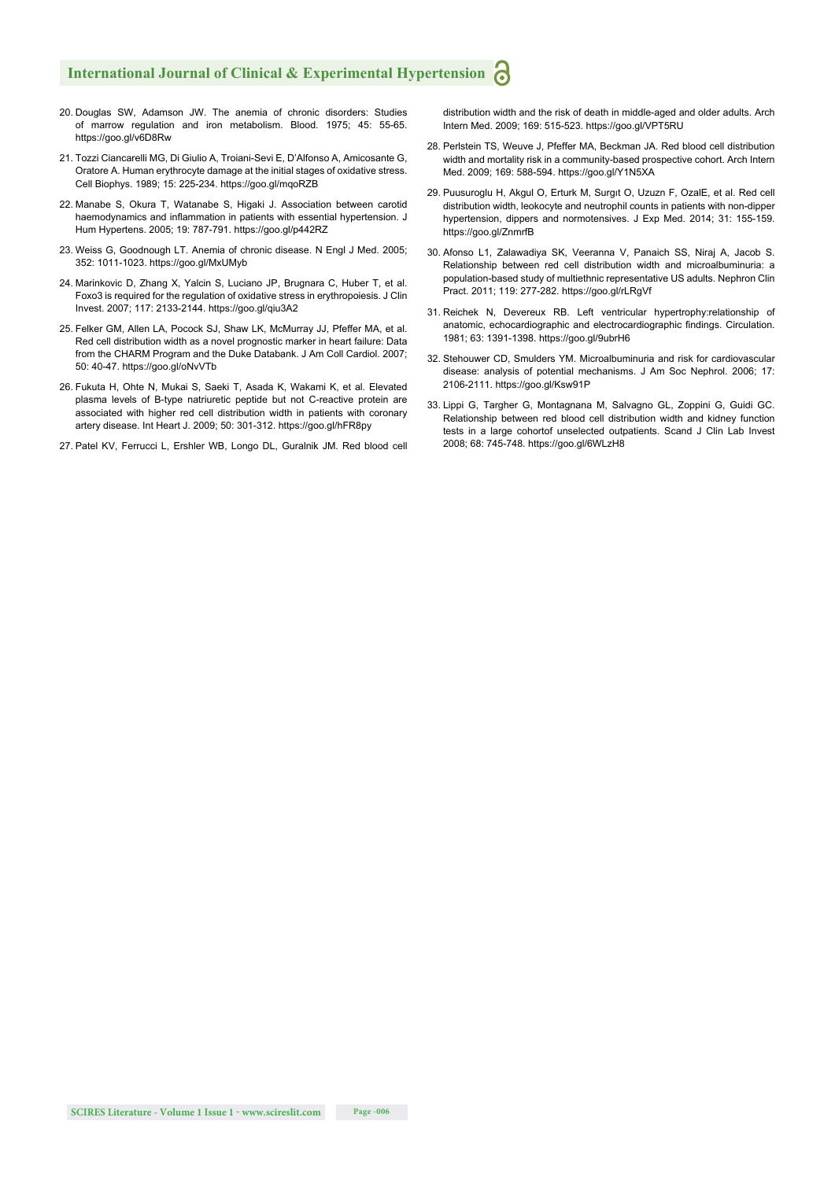20. Douglas SW, Adamson JW. The anemia of chronic disorders: Studies of marrow regulation and iron metabolism. Blood. 1975; 45: 55-65. https://goo.gl/v6D8Rw

21. Tozzi Ciancarelli MG, Di Giulio A, Troiani-Sevi E, D'Alfonso A, Amicosante G, Oratore A. Human erythrocyte damage at the initial stages of oxidative stress. Cell Biophys. 1989; 15: 225-234. https://goo.gl/mqoRZB

22. Manabe S, Okura T, Watanabe S, Higaki J. Association between carotid haemodynamics and inflammation in patients with essential hypertension. J Hum Hypertens. 2005; 19: 787-791. https://goo.gl/p442RZ

23. Weiss G, Goodnough LT. Anemia of chronic disease. N Engl J Med. 2005; 352: 1011-1023. https://goo.gl/MxUMyb

24. Marinkovic D, Zhang X, Yalcin S, Luciano JP, Brugnara C, Huber T, et al. Foxo3 is required for the regulation of oxidative stress in erythropoiesis. J Clin Invest. 2007; 117: 2133-2144. https://goo.gl/qiu3A2

25. Felker GM, Allen LA, Pocock SJ, Shaw LK, McMurray JJ, Pfeffer MA, et al. Red cell distribution width as a novel prognostic marker in heart failure: Data from the CHARM Program and the Duke Databank. J Am Coll Cardiol. 2007; 50: 40-47. https://goo.gl/oNvVTb

26. Fukuta H, Ohte N, Mukai S, Saeki T, Asada K, Wakami K, et al. Elevated plasma levels of B-type natriuretic peptide but not C-reactive protein are associated with higher red cell distribution width in patients with coronary artery disease. Int Heart J. 2009; 50: 301-312. https://goo.gl/hFR8py

27. Patel KV, Ferrucci L, Ershler WB, Longo DL, Guralnik JM. Red blood cell distribution width and the risk of death in middle-aged and older adults. Arch Intern Med. 2009; 169: 515-523. https://goo.gl/VPT5RU

28. Perlstein TS, Weuve J, Pfeffer MA, Beckman JA. Red blood cell distribution width and mortality risk in a community-based prospective cohort. Arch Intern Med. 2009; 169: 588-594. https://goo.gl/Y1N5XA

29. Puusuroglu H, Akgul O, Erturk M, Surgıt O, Uzuzn F, OzalE, et al. Red cell distribution width, leokocyte and neutrophil counts in patients with non-dipper hypertension, dippers and normotensives. J Exp Med. 2014; 31: 155-159. https://goo.gl/ZnmrfB

30. Afonso L1, Zalawadiya SK, Veeranna V, Panaich SS, Niraj A, Jacob S. Relationship between red cell distribution width and microalbuminuria: a population-based study of multiethnic representative US adults. Nephron Clin Pract. 2011; 119: 277-282. https://goo.gl/rLRgVf

31. Reichek N, Devereux RB. Left ventricular hypertrophy:relationship of anatomic, echocardiographic and electrocardiographic findings. Circulation. 1981; 63: 1391-1398. https://goo.gl/9ubrH6

32. Stehouwer CD, Smulders YM. Microalbuminuria and risk for cardiovascular disease: analysis of potential mechanisms. J Am Soc Nephrol. 2006; 17: 2106-2111. https://goo.gl/Ksw91P

33. Lippi G, Targher G, Montagnana M, Salvagno GL, Zoppini G, Guidi GC. Relationship between red blood cell distribution width and kidney function tests in a large cohortof unselected outpatients. Scand J Clin Lab Invest 2008; 68: 745-748. https://goo.gl/6WLzH8